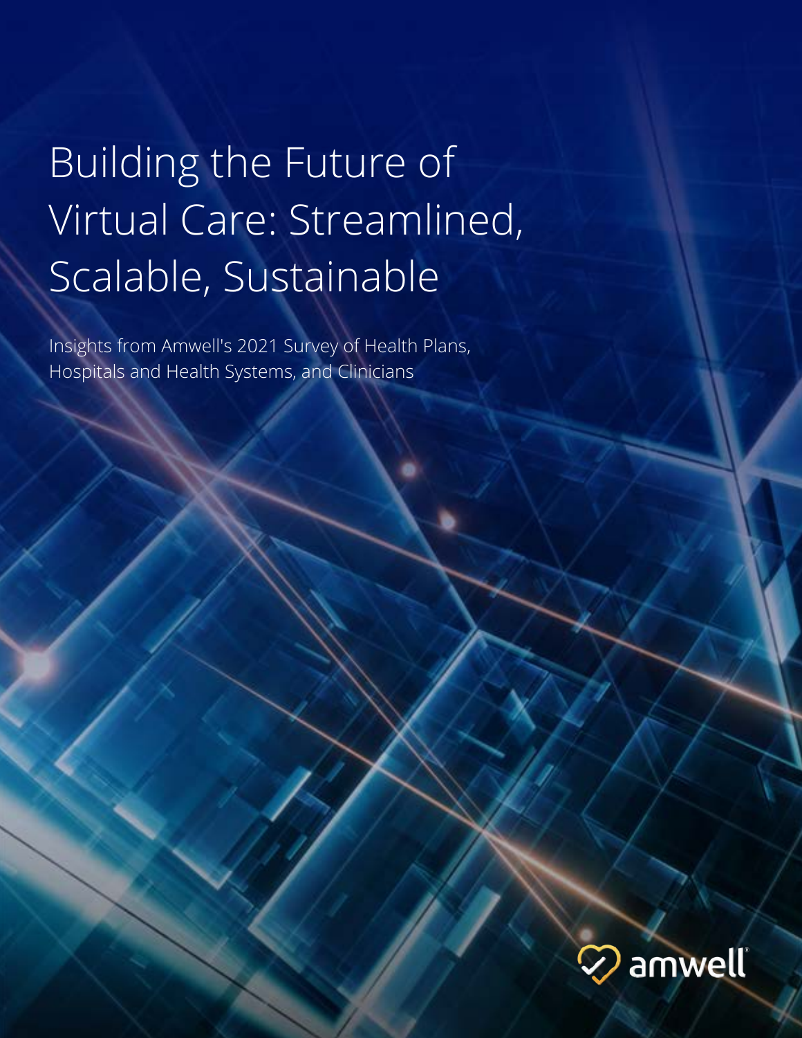# Building the Future of Virtual Care: Streamlined, Scalable, Sustainable

Insights from Amwell's 2021 Survey of Health Plans, Hospitals and Health Systems, and Clinicians

amwell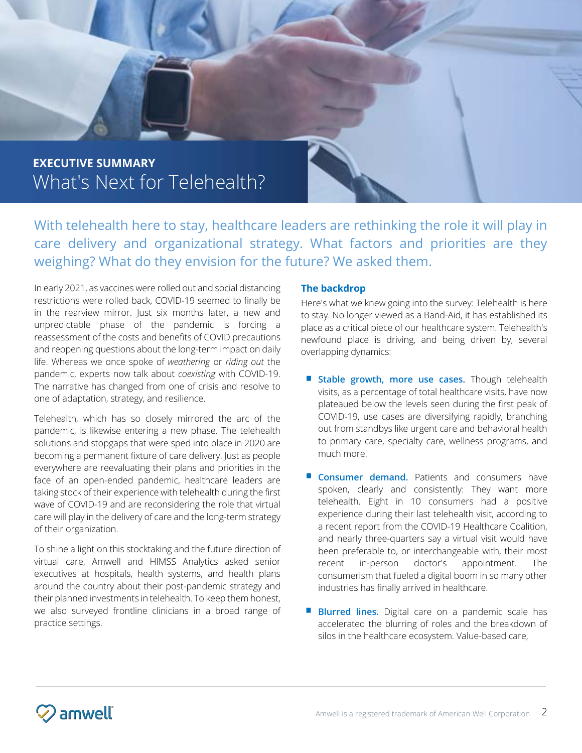## EXECUTIVE SUMMARY

# What's Next for Telehealth?

With telehealth here to stay, healthcare leaders are rethinking the role it will play in care delivery and organizational strategy. What factors and priorities are they weighing? What do they envision for the future? We asked them.

In early 2021, as vaccines were rolled out and social distancing restrictions were rolled back, COVID-19 seemed to finally be in the rearview mirror. Just six months later, a new and unpredictable phase of the pandemic is forcing a reassessment of the costs and benefits of COVID precautions and reopening questions about the long-term impact on daily life. Whereas we once spoke of *weathering* or *riding out* the pandemic, experts now talk about *coexisting* with COVID-19. The narrative has changed from one of crisis and resolve to one of adaptation, strategy, and resilience.

Telehealth, which has so closely mirrored the arc of the pandemic, is likewise entering a new phase. The telehealth solutions and stopgaps that were sped into place in 2020 are becoming a permanent fixture of care delivery. Just as people everywhere are reevaluating their plans and priorities in the face of an open-ended pandemic, healthcare leaders are taking stock of their experience with telehealth during the first wave of COVID-19 and are reconsidering the role that virtual care will play in the delivery of care and the long-term strategy of their organization.

To shine a light on this stocktaking and the future direction of virtual care, Amwell and HIMSS Analytics asked senior executives at hospitals, health systems, and health plans around the country about their post-pandemic strategy and their planned investments in telehealth. To keep them honest, we also surveyed frontline clinicians in a broad range of practice settings.

### The backdrop

Here's what we knew going into the survey: Telehealth is here to stay. No longer viewed as a Band-Aid, it has established its place as a critical piece of our healthcare system. Telehealth's newfound place is driving, and being driven by, several overlapping dynamics:

- **Stable growth, more use cases.** Though telehealth visits, as a percentage of total healthcare visits, have now plateaued below the levels seen during the first peak of COVID-19, use cases are diversifying rapidly, branching out from standbys like urgent care and behavioral health to primary care, specialty care, wellness programs, and much more.
- **Consumer demand.** Patients and consumers have spoken, clearly and consistently: They want more telehealth. Eight in 10 consumers had a positive experience during their last telehealth visit, according to a recent report from the COVID-19 Healthcare Coalition, and nearly three-quarters say a virtual visit would have been preferable to, or interchangeable with, their most recent in-person doctor's appointment. The consumerism that fueled a digital boom in so many other industries has finally arrived in healthcare.
- **Blurred lines.** Digital care on a pandemic scale has accelerated the blurring of roles and the breakdown of silos in the healthcare ecosystem. Value-based care,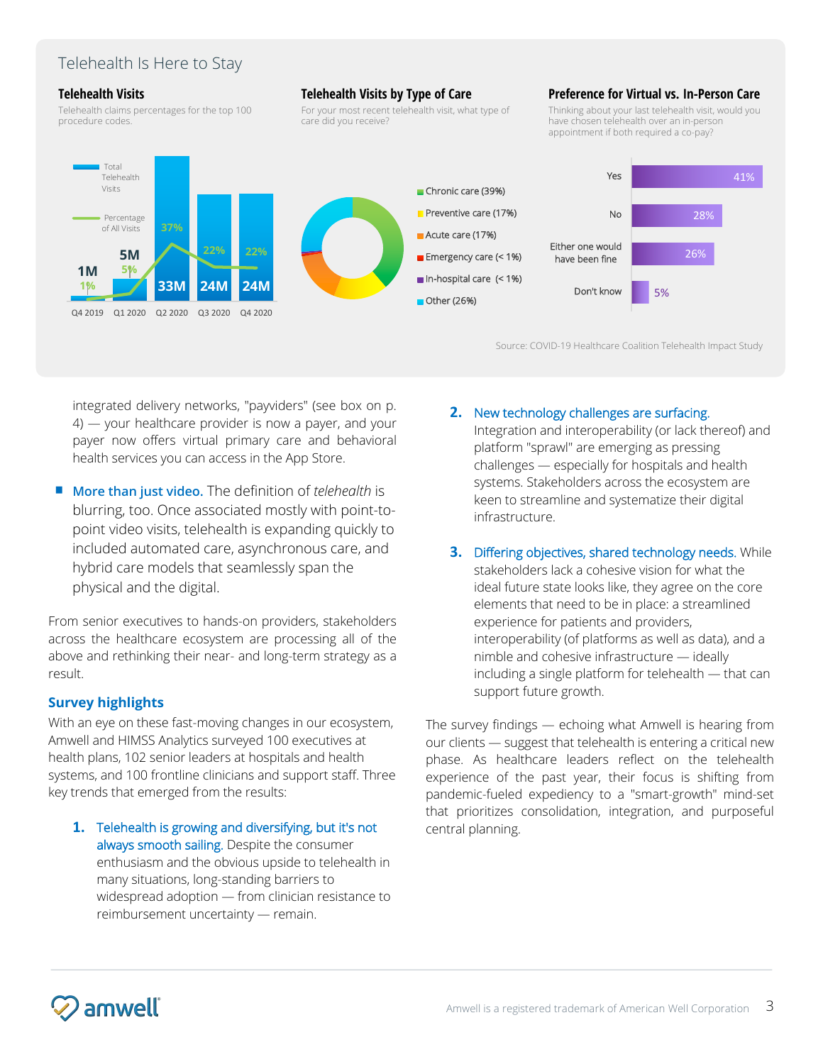## Telehealth Is Here to Stay

### Telehealth Visits

Telehealth claims percentages for the top 100 procedure codes.

Total Telehealth Visits

Percentage of All Visits

1M
1%
5M
5%
33M
37%
24M
22%
24M
22%

Q4 2019 Q1 2020 Q2 2020 Q3 2020 Q4 2020

### Telehealth Visits by Type of Care

For your most recent telehealth visit, what type of care did you receive?

Chronic care (39%)
Preventive care (17%)
Acute care (17%)
Emergency care (< 1%)
In-hospital care (< 1%)
Other (26%)

### Preference for Virtual vs. In-Person Care

Thinking about your last telehealth visit, would you have chosen telehealth over an in-person appointment if both required a co-pay?

Yes 41%
No 28%
Either one would have been fine 26%
Don't know 5%

Source: COVID-19 Healthcare Coalition Telehealth Impact Study

integrated delivery networks, "payviders" (see box on p. 4) — your healthcare provider is now a payer, and your payer now offers virtual primary care and behavioral health services you can access in the App Store.

- **More than just video.** The definition of *telehealth* is blurring, too. Once associated mostly with point-to-point video visits, telehealth is expanding quickly to included automated care, asynchronous care, and hybrid care models that seamlessly span the physical and the digital.

From senior executives to hands-on providers, stakeholders across the healthcare ecosystem are processing all of the above and rethinking their near- and long-term strategy as a result.

### Survey highlights

With an eye on these fast-moving changes in our ecosystem, Amwell and HIMSS Analytics surveyed 100 executives at health plans, 102 senior leaders at hospitals and health systems, and 100 frontline clinicians and support staff. Three key trends that emerged from the results:

1. **Telehealth is growing and diversifying, but it's not always smooth sailing.** Despite the consumer enthusiasm and the obvious upside to telehealth in many situations, long-standing barriers to widespread adoption — from clinician resistance to reimbursement uncertainty — remain.

2. **New technology challenges are surfacing.** Integration and interoperability (or lack thereof) and platform "sprawl" are emerging as pressing challenges — especially for hospitals and health systems. Stakeholders across the ecosystem are keen to streamline and systematize their digital infrastructure.

3. **Differing objectives, shared technology needs.** While stakeholders lack a cohesive vision for what the ideal future state looks like, they agree on the core elements that need to be in place: a streamlined experience for patients and providers, interoperability (of platforms as well as data), and a nimble and cohesive infrastructure — ideally including a single platform for telehealth — that can support future growth.

The survey findings — echoing what Amwell is hearing from our clients — suggest that telehealth is entering a critical new phase. As healthcare leaders reflect on the telehealth experience of the past year, their focus is shifting from pandemic-fueled expediency to a "smart-growth" mind-set that prioritizes consolidation, integration, and purposeful central planning.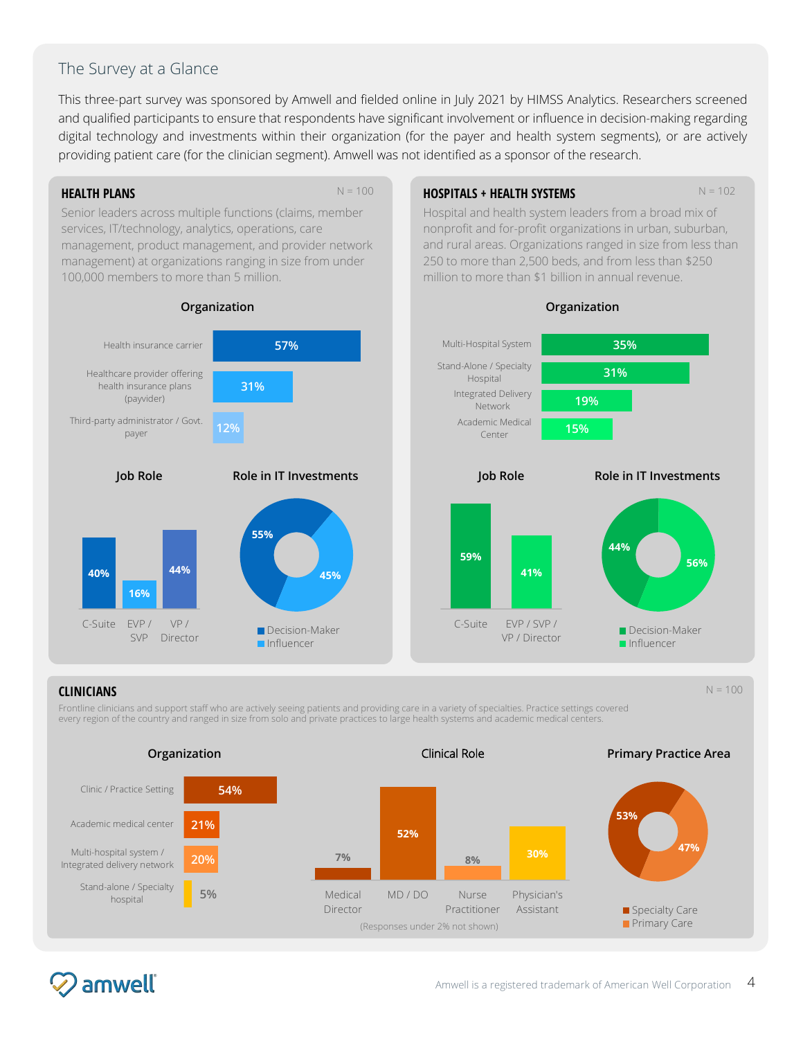## The Survey at a Glance

This three-part survey was sponsored by Amwell and fielded online in July 2021 by HIMSS Analytics. Researchers screened and qualified participants to ensure that respondents have significant involvement or influence in decision-making regarding digital technology and investments within their organization (for the payer and health system segments), or are actively providing patient care (for the clinician segment). Amwell was not identified as a sponsor of the research.

### HEALTH PLANS

N = 100

Senior leaders across multiple functions (claims, member services, IT/technology, analytics, operations, care management, product management, and provider network management) at organizations ranging in size from under 100,000 members to more than 5 million.

**Organization**

Health insurance carrier 57%
Healthcare provider offering health insurance plans (payvider) 31%
Third-party administrator / Govt. payer 12%

**Job Role**

C-Suite 40%
EVP / SVP 16%
VP / Director 44%

**Role in IT Investments**

Decision-Maker 55%
Influencer 45%

### HOSPITALS + HEALTH SYSTEMS

N = 102

Hospital and health system leaders from a broad mix of nonprofit and for-profit organizations in urban, suburban, and rural areas. Organizations ranged in size from less than 250 to more than 2,500 beds, and from less than $250 million to more than $1 billion in annual revenue.

**Organization**

Multi-Hospital System 35%
Stand-Alone / Specialty Hospital 31%
Integrated Delivery Network 19%
Academic Medical Center 15%

**Job Role**

C-Suite 59%
EVP / SVP / VP / Director 41%

**Role in IT Investments**

Decision-Maker 44%
Influencer 56%

### CLINICIANS

N = 100

Frontline clinicians and support staff who are actively seeing patients and providing care in a variety of specialties. Practice settings covered every region of the country and ranged in size from solo and private practices to large health systems and academic medical centers.

**Organization**

Clinic / Practice Setting 54%
Academic medical center 21%
Multi-hospital system / Integrated delivery network 20%
Stand-alone / Specialty hospital 5%

**Clinical Role**

Medical Director 7%
MD / DO 52%
Nurse Practitioner 8%
Physician's Assistant 30%

(Responses under 2% not shown)

**Primary Practice Area**

Specialty Care 53%
Primary Care 47%

Amwell is a registered trademark of American Well Corporation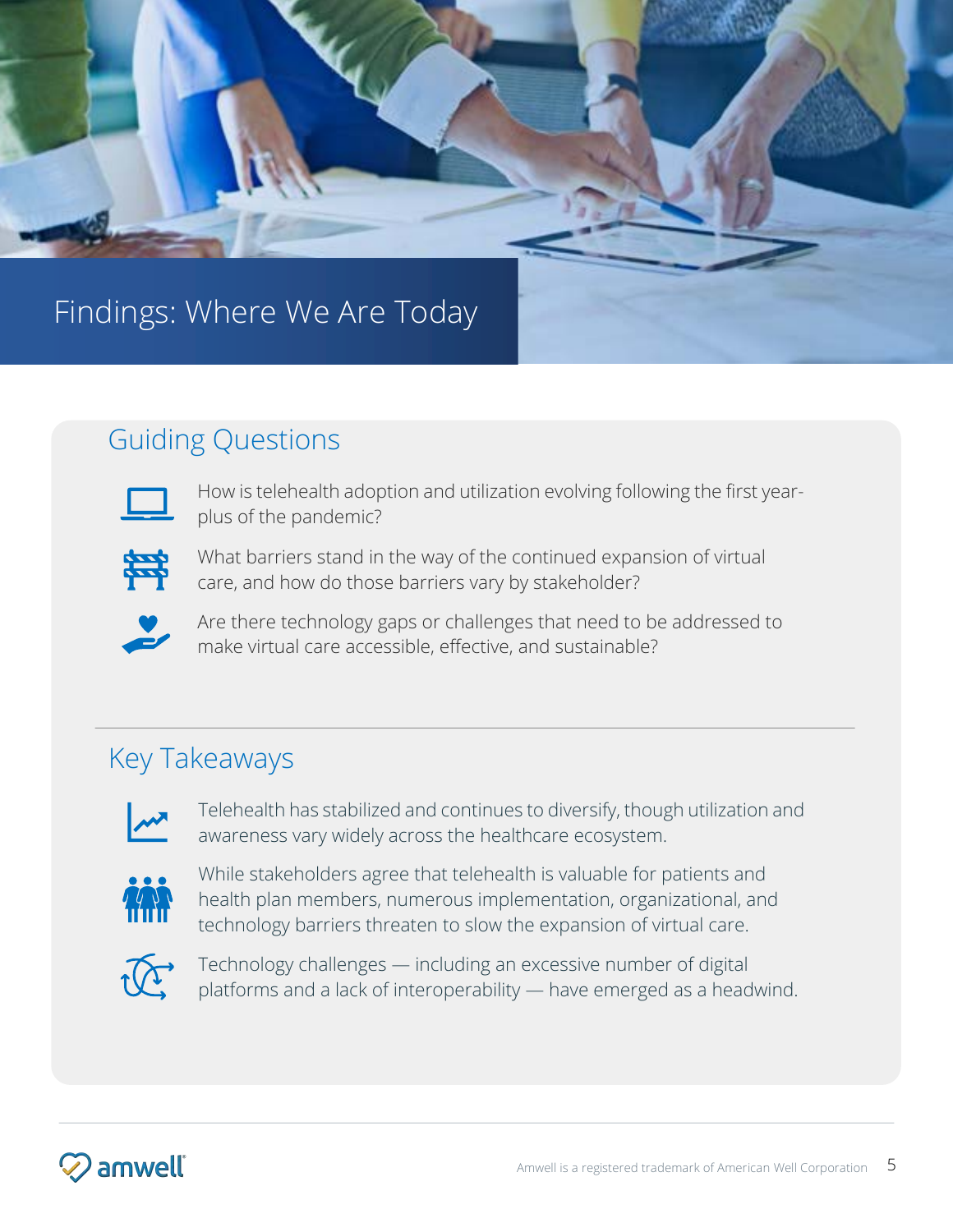# Findings: Where We Are Today

## Guiding Questions

- How is telehealth adoption and utilization evolving following the first year-plus of the pandemic?
- What barriers stand in the way of the continued expansion of virtual care, and how do those barriers vary by stakeholder?
- Are there technology gaps or challenges that need to be addressed to make virtual care accessible, effective, and sustainable?

## Key Takeaways

- Telehealth has stabilized and continues to diversify, though utilization and awareness vary widely across the healthcare ecosystem.
- While stakeholders agree that telehealth is valuable for patients and health plan members, numerous implementation, organizational, and technology barriers threaten to slow the expansion of virtual care.
- Technology challenges — including an excessive number of digital platforms and a lack of interoperability — have emerged as a headwind.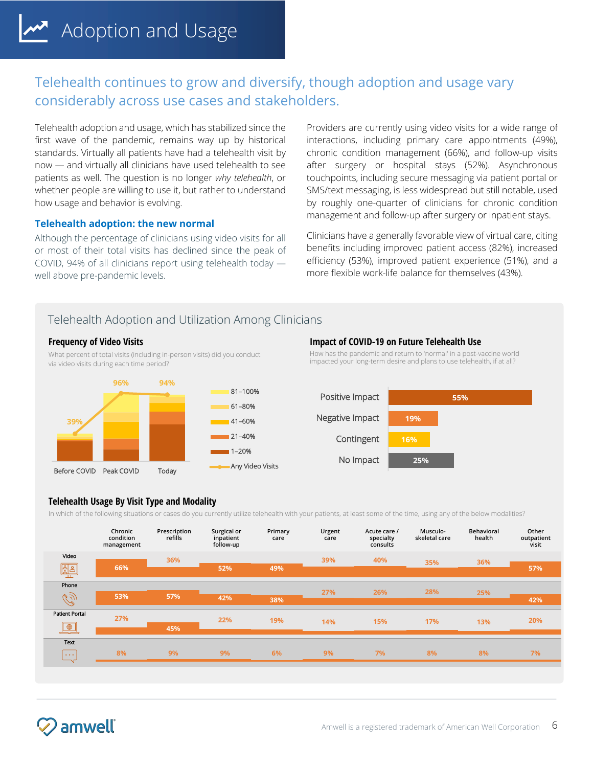# Adoption and Usage

## Telehealth continues to grow and diversify, though adoption and usage vary considerably across use cases and stakeholders.

Telehealth adoption and usage, which has stabilized since the first wave of the pandemic, remains way up by historical standards. Virtually all patients have had a telehealth visit by now — and virtually all clinicians have used telehealth to see patients as well. The question is no longer *why telehealth*, or whether people are willing to use it, but rather to understand how usage and behavior is evolving.

### Telehealth adoption: the new normal

Although the percentage of clinicians using video visits for all or most of their total visits has declined since the peak of COVID, 94% of all clinicians report using telehealth today — well above pre-pandemic levels.

Providers are currently using video visits for a wide range of interactions, including primary care appointments (49%), chronic condition management (66%), and follow-up visits after surgery or hospital stays (52%). Asynchronous touchpoints, including secure messaging via patient portal or SMS/text messaging, is less widespread but still notable, used by roughly one-quarter of clinicians for chronic condition management and follow-up after surgery or inpatient stays.

Clinicians have a generally favorable view of virtual care, citing benefits including improved patient access (82%), increased efficiency (53%), improved patient experience (51%), and a more flexible work-life balance for themselves (43%).

## Telehealth Adoption and Utilization Among Clinicians

### Frequency of Video Visits

What percent of total visits (including in-person visits) did you conduct via video visits during each time period?

39%
96%
94%
Before COVID
Peak COVID
Today
81–100%
61–80%
41–60%
21–40%
1–20%
Any Video Visits

### Impact of COVID-19 on Future Telehealth Use

How has the pandemic and return to 'normal' in a post-vaccine world impacted your long-term desire and plans to use telehealth, if at all?

Positive Impact 55%
Negative Impact 19%
Contingent 16%
No Impact 25%

### Telehealth Usage By Visit Type and Modality

In which of the following situations or cases do you currently utilize telehealth with your patients, at least some of the time, using any of the below modalities?

Chronic condition management
Prescription refills
Surgical or inpatient follow-up
Primary care
Urgent care
Acute care / specialty consults
Musculo-skeletal care
Behavioral health
Other outpatient visit

Video: 66% 36% 52% 49% 39% 40% 35% 36% 57%
Phone: 53% 57% 42% 38% 27% 26% 28% 25% 42%
Patient Portal: 27% 45% 22% 19% 14% 15% 17% 13% 20%
Text: 8% 9% 9% 6% 9% 7% 8% 8% 7%

Amwell is a registered trademark of American Well Corporation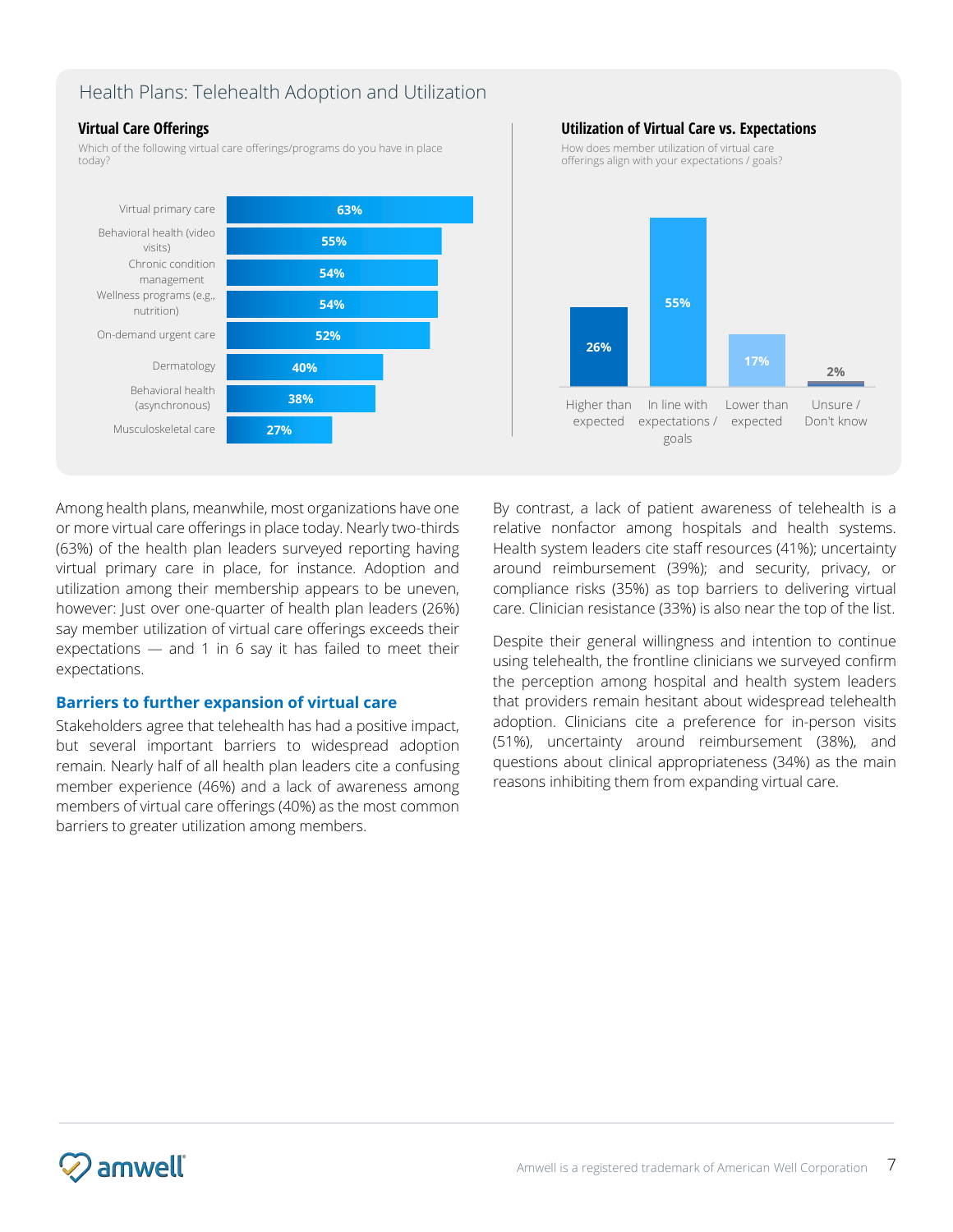## Health Plans: Telehealth Adoption and Utilization

### Virtual Care Offerings

Which of the following virtual care offerings/programs do you have in place today?

Virtual primary care 63%

Behavioral health (video visits) 55%

Chronic condition management 54%

Wellness programs (e.g., nutrition) 54%

On-demand urgent care 52%

Dermatology 40%

Behavioral health (asynchronous) 38%

Musculoskeletal care 27%

### Utilization of Virtual Care vs. Expectations

How does member utilization of virtual care offerings align with your expectations / goals?

Higher than expected 26%

In line with expectations / goals 55%

Lower than expected 17%

Unsure / Don't know 2%

Among health plans, meanwhile, most organizations have one or more virtual care offerings in place today. Nearly two-thirds (63%) of the health plan leaders surveyed reporting having virtual primary care in place, for instance. Adoption and utilization among their membership appears to be uneven, however: Just over one-quarter of health plan leaders (26%) say member utilization of virtual care offerings exceeds their expectations — and 1 in 6 say it has failed to meet their expectations.

### Barriers to further expansion of virtual care

Stakeholders agree that telehealth has had a positive impact, but several important barriers to widespread adoption remain. Nearly half of all health plan leaders cite a confusing member experience (46%) and a lack of awareness among members of virtual care offerings (40%) as the most common barriers to greater utilization among members.

By contrast, a lack of patient awareness of telehealth is a relative nonfactor among hospitals and health systems. Health system leaders cite staff resources (41%); uncertainty around reimbursement (39%); and security, privacy, or compliance risks (35%) as top barriers to delivering virtual care. Clinician resistance (33%) is also near the top of the list.

Despite their general willingness and intention to continue using telehealth, the frontline clinicians we surveyed confirm the perception among hospital and health system leaders that providers remain hesitant about widespread telehealth adoption. Clinicians cite a preference for in-person visits (51%), uncertainty around reimbursement (38%), and questions about clinical appropriateness (34%) as the main reasons inhibiting them from expanding virtual care.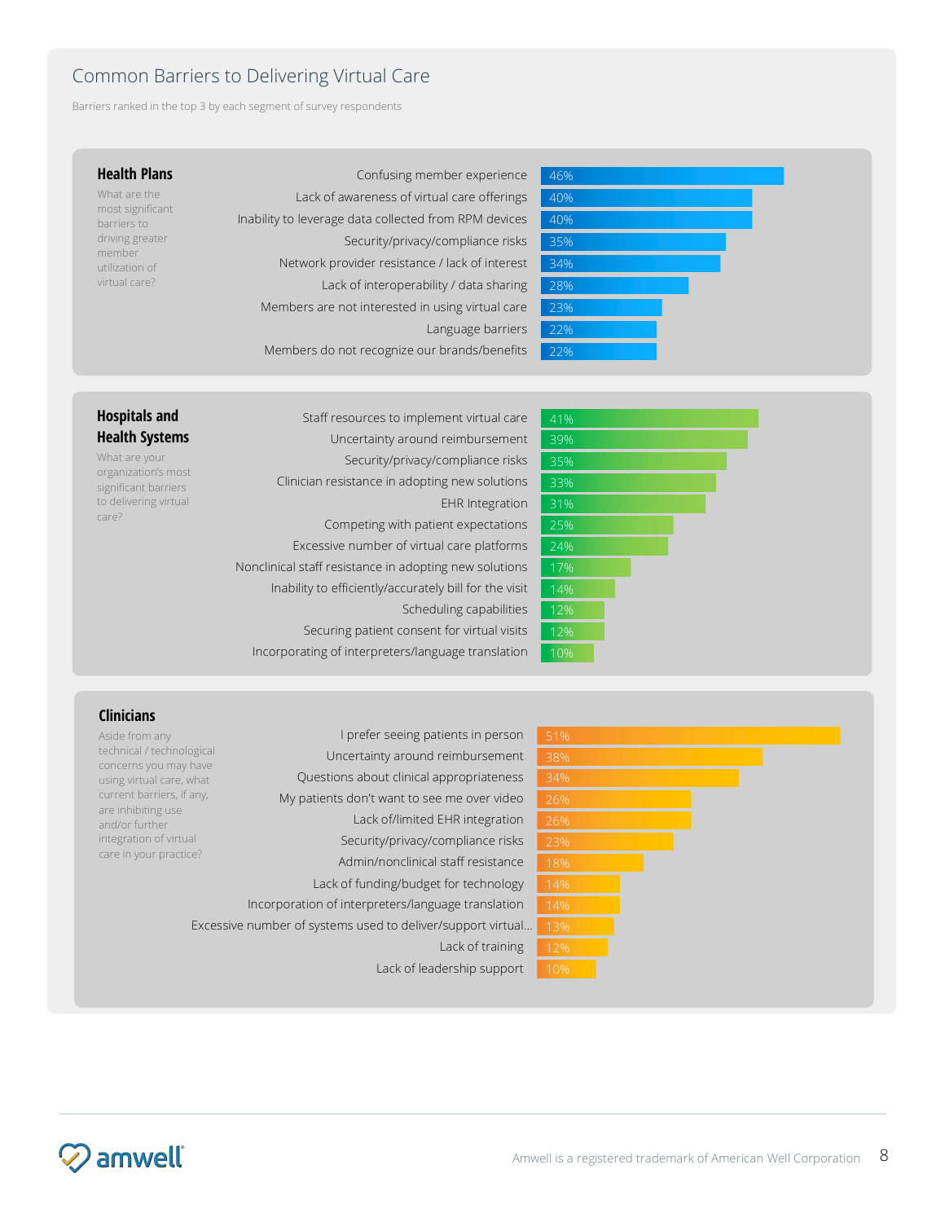## Common Barriers to Delivering Virtual Care

Barriers ranked in the top 3 by each segment of survey respondents

### Health Plans

What are the most significant barriers to driving greater member utilization of virtual care?

Confusing member experience 46%
Lack of awareness of virtual care offerings 40%
Inability to leverage data collected from RPM devices 40%
Security/privacy/compliance risks 35%
Network provider resistance / lack of interest 34%
Lack of interoperability / data sharing 28%
Members are not interested in using virtual care 23%
Language barriers 22%
Members do not recognize our brands/benefits 22%

### Hospitals and Health Systems

What are your organization's most significant barriers to delivering virtual care?

Staff resources to implement virtual care 41%
Uncertainty around reimbursement 39%
Security/privacy/compliance risks 35%
Clinician resistance in adopting new solutions 33%
EHR Integration 31%
Competing with patient expectations 25%
Excessive number of virtual care platforms 24%
Nonclinical staff resistance in adopting new solutions 17%
Inability to efficiently/accurately bill for the visit 14%
Scheduling capabilities 12%
Securing patient consent for virtual visits 12%
Incorporating of interpreters/language translation 10%

### Clinicians

Aside from any technical / technological concerns you may have using virtual care, what current barriers, if any, are inhibiting use and/or further integration of virtual care in your practice?

I prefer seeing patients in person 51%
Uncertainty around reimbursement 38%
Questions about clinical appropriateness 34%
My patients don't want to see me over video 26%
Lack of/limited EHR integration 26%
Security/privacy/compliance risks 23%
Admin/nonclinical staff resistance 18%
Lack of funding/budget for technology 14%
Incorporation of interpreters/language translation 14%
Excessive number of systems used to deliver/support virtual... 13%
Lack of training 12%
Lack of leadership support 10%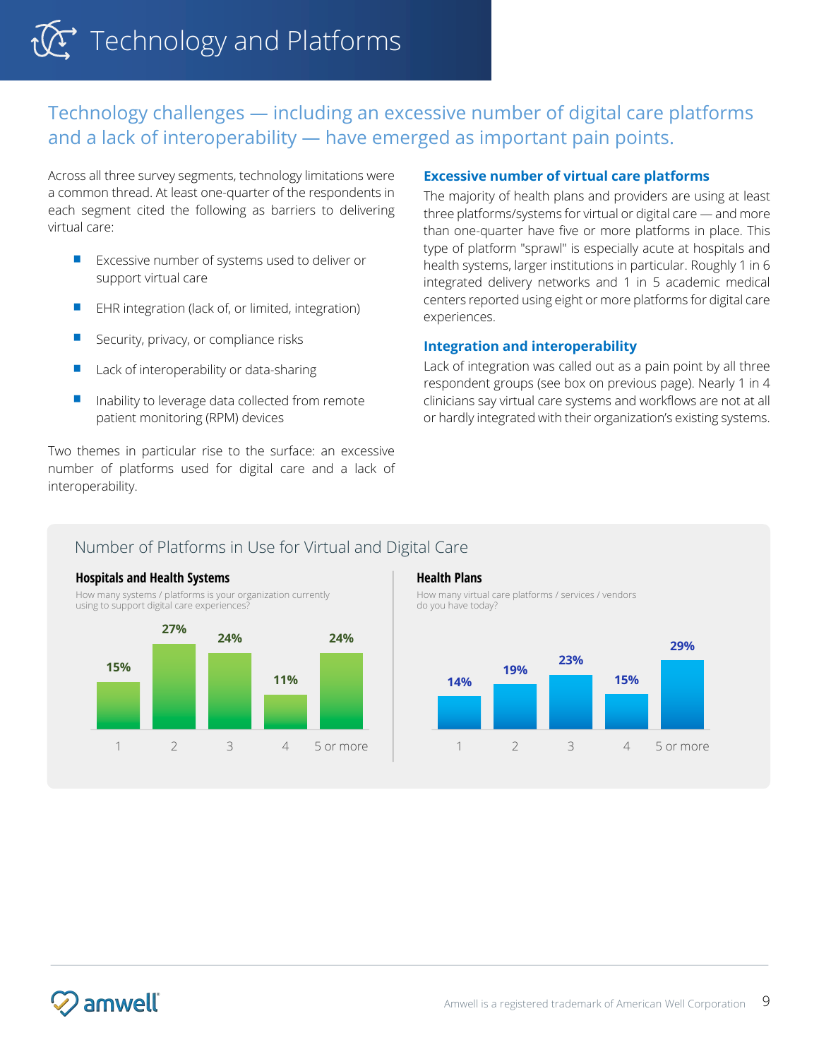# Technology and Platforms

## Technology challenges — including an excessive number of digital care platforms and a lack of interoperability — have emerged as important pain points.

Across all three survey segments, technology limitations were a common thread. At least one-quarter of the respondents in each segment cited the following as barriers to delivering virtual care:

- Excessive number of systems used to deliver or support virtual care
- EHR integration (lack of, or limited, integration)
- Security, privacy, or compliance risks
- Lack of interoperability or data-sharing
- Inability to leverage data collected from remote patient monitoring (RPM) devices

Two themes in particular rise to the surface: an excessive number of platforms used for digital care and a lack of interoperability.

### Excessive number of virtual care platforms

The majority of health plans and providers are using at least three platforms/systems for virtual or digital care — and more than one-quarter have five or more platforms in place. This type of platform "sprawl" is especially acute at hospitals and health systems, larger institutions in particular. Roughly 1 in 6 integrated delivery networks and 1 in 5 academic medical centers reported using eight or more platforms for digital care experiences.

### Integration and interoperability

Lack of integration was called out as a pain point by all three respondent groups (see box on previous page). Nearly 1 in 4 clinicians say virtual care systems and workflows are not at all or hardly integrated with their organization's existing systems.

### Number of Platforms in Use for Virtual and Digital Care

**Hospitals and Health Systems**

How many systems / platforms is your organization currently using to support digital care experiences?

15% 27% 24% 11% 24%

1 2 3 4 5 or more

**Health Plans**

How many virtual care platforms / services / vendors do you have today?

14% 19% 23% 15% 29%

1 2 3 4 5 or more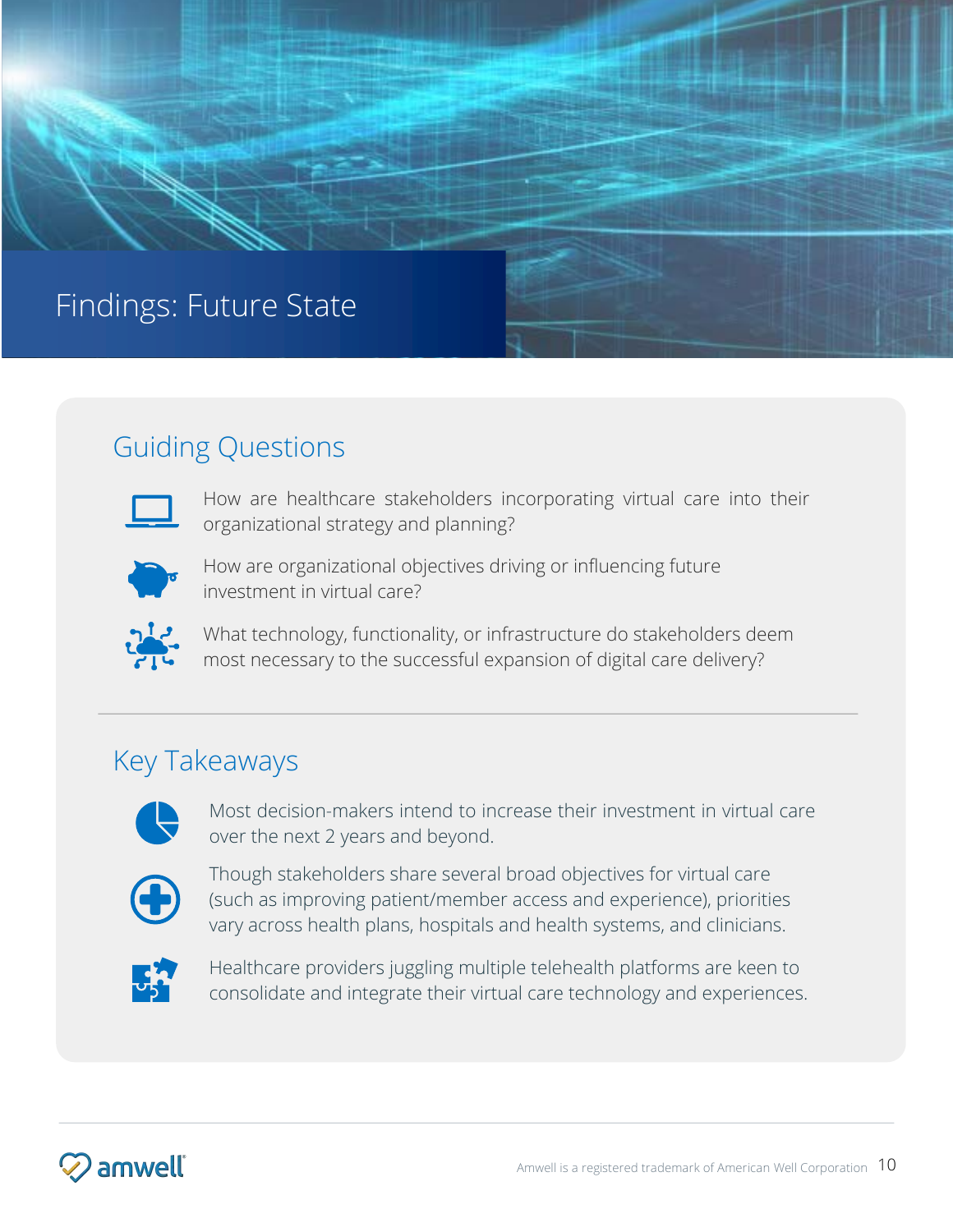# Findings: Future State

## Guiding Questions

- How are healthcare stakeholders incorporating virtual care into their organizational strategy and planning?
- How are organizational objectives driving or influencing future investment in virtual care?
- What technology, functionality, or infrastructure do stakeholders deem most necessary to the successful expansion of digital care delivery?

## Key Takeaways

- Most decision-makers intend to increase their investment in virtual care over the next 2 years and beyond.
- Though stakeholders share several broad objectives for virtual care (such as improving patient/member access and experience), priorities vary across health plans, hospitals and health systems, and clinicians.
- Healthcare providers juggling multiple telehealth platforms are keen to consolidate and integrate their virtual care technology and experiences.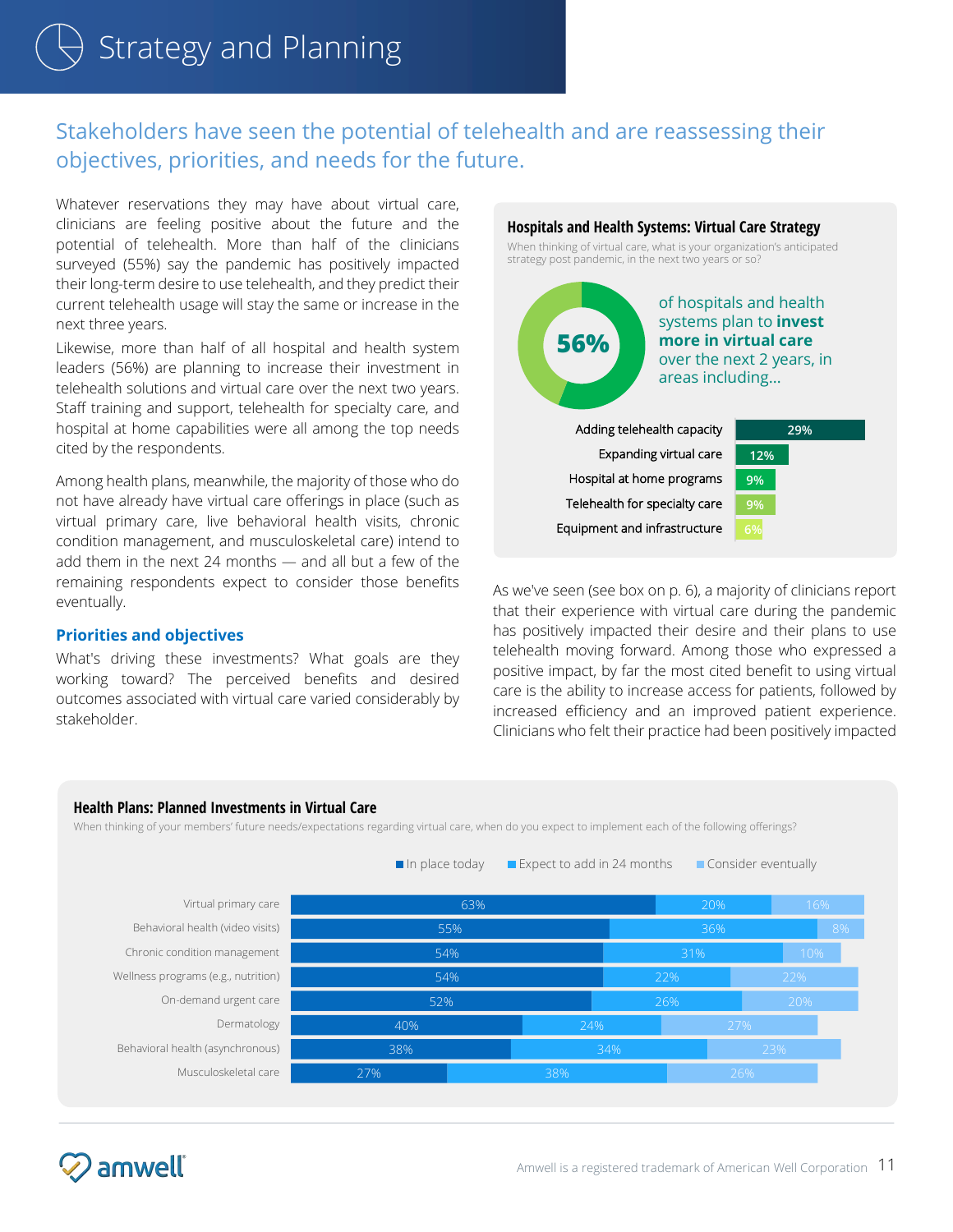# Strategy and Planning

## Stakeholders have seen the potential of telehealth and are reassessing their objectives, priorities, and needs for the future.

Whatever reservations they may have about virtual care, clinicians are feeling positive about the future and the potential of telehealth. More than half of the clinicians surveyed (55%) say the pandemic has positively impacted their long-term desire to use telehealth, and they predict their current telehealth usage will stay the same or increase in the next three years.

Likewise, more than half of all hospital and health system leaders (56%) are planning to increase their investment in telehealth solutions and virtual care over the next two years. Staff training and support, telehealth for specialty care, and hospital at home capabilities were all among the top needs cited by the respondents.

Among health plans, meanwhile, the majority of those who do not have already have virtual care offerings in place (such as virtual primary care, live behavioral health visits, chronic condition management, and musculoskeletal care) intend to add them in the next 24 months — and all but a few of the remaining respondents expect to consider those benefits eventually.

### Priorities and objectives

What's driving these investments? What goals are they working toward? The perceived benefits and desired outcomes associated with virtual care varied considerably by stakeholder.

**Hospitals and Health Systems: Virtual Care Strategy**

When thinking of virtual care, what is your organization's anticipated strategy post pandemic, in the next two years or so?

**56%** of hospitals and health systems plan to **invest more in virtual care** over the next 2 years, in areas including...

| Area | Percentage |
|---|---|
| Adding telehealth capacity | 29% |
| Expanding virtual care | 12% |
| Hospital at home programs | 9% |
| Telehealth for specialty care | 9% |
| Equipment and infrastructure | 6% |

As we've seen (see box on p. 6), a majority of clinicians report that their experience with virtual care during the pandemic has positively impacted their desire and their plans to use telehealth moving forward. Among those who expressed a positive impact, by far the most cited benefit to using virtual care is the ability to increase access for patients, followed by increased efficiency and an improved patient experience. Clinicians who felt their practice had been positively impacted

**Health Plans: Planned Investments in Virtual Care**

When thinking of your members' future needs/expectations regarding virtual care, when do you expect to implement each of the following offerings?

| Offering | In place today | Expect to add in 24 months | Consider eventually |
|---|---|---|---|
| Virtual primary care | 63% | 20% | 16% |
| Behavioral health (video visits) | 55% | 36% | 8% |
| Chronic condition management | 54% | 31% | 10% |
| Wellness programs (e.g., nutrition) | 54% | 22% | 22% |
| On-demand urgent care | 52% | 26% | 20% |
| Dermatology | 40% | 24% | 27% |
| Behavioral health (asynchronous) | 38% | 34% | 23% |
| Musculoskeletal care | 27% | 38% | 26% |

Amwell is a registered trademark of American Well Corporation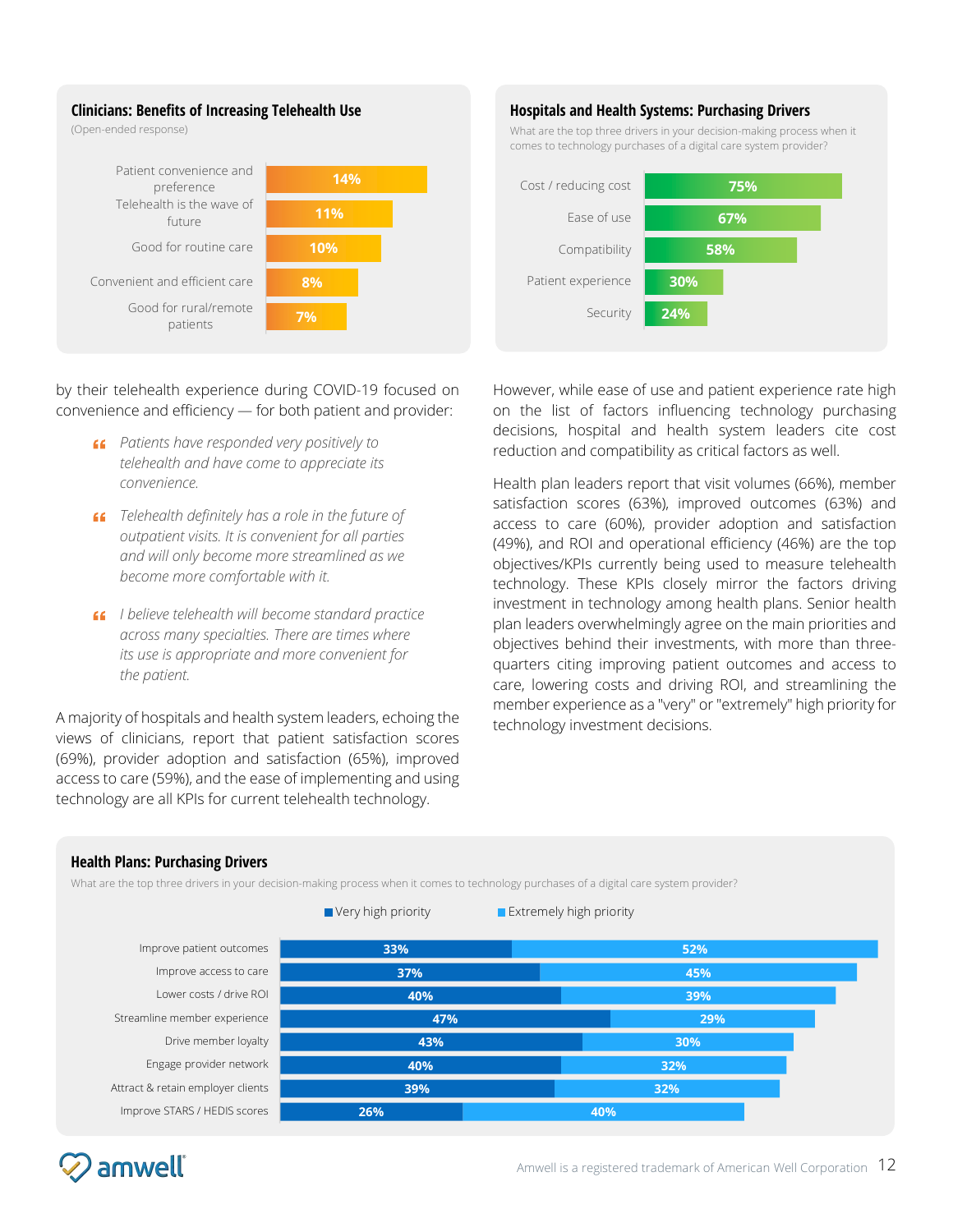### Clinicians: Benefits of Increasing Telehealth Use

(Open-ended response)

Patient convenience and preference 14%
Telehealth is the wave of future 11%
Good for routine care 10%
Convenient and efficient care 8%
Good for rural/remote patients 7%

### Hospitals and Health Systems: Purchasing Drivers

What are the top three drivers in your decision-making process when it comes to technology purchases of a digital care system provider?

Cost / reducing cost 75%
Ease of use 67%
Compatibility 58%
Patient experience 30%
Security 24%

by their telehealth experience during COVID-19 focused on convenience and efficiency — for both patient and provider:

> *Patients have responded very positively to telehealth and have come to appreciate its convenience.*

> *Telehealth definitely has a role in the future of outpatient visits. It is convenient for all parties and will only become more streamlined as we become more comfortable with it.*

> *I believe telehealth will become standard practice across many specialties. There are times where its use is appropriate and more convenient for the patient.*

A majority of hospitals and health system leaders, echoing the views of clinicians, report that patient satisfaction scores (69%), provider adoption and satisfaction (65%), improved access to care (59%), and the ease of implementing and using technology are all KPIs for current telehealth technology.

However, while ease of use and patient experience rate high on the list of factors influencing technology purchasing decisions, hospital and health system leaders cite cost reduction and compatibility as critical factors as well.

Health plan leaders report that visit volumes (66%), member satisfaction scores (63%), improved outcomes (63%) and access to care (60%), provider adoption and satisfaction (49%), and ROI and operational efficiency (46%) are the top objectives/KPIs currently being used to measure telehealth technology. These KPIs closely mirror the factors driving investment in technology among health plans. Senior health plan leaders overwhelmingly agree on the main priorities and objectives behind their investments, with more than three-quarters citing improving patient outcomes and access to care, lowering costs and driving ROI, and streamlining the member experience as a "very" or "extremely" high priority for technology investment decisions.

### Health Plans: Purchasing Drivers

What are the top three drivers in your decision-making process when it comes to technology purchases of a digital care system provider?

Very high priority
Extremely high priority

Improve patient outcomes 33% 52%
Improve access to care 37% 45%
Lower costs / drive ROI 40% 39%
Streamline member experience 47% 29%
Drive member loyalty 43% 30%
Engage provider network 40% 32%
Attract & retain employer clients 39% 32%
Improve STARS / HEDIS scores 26% 40%

Amwell is a registered trademark of American Well Corporation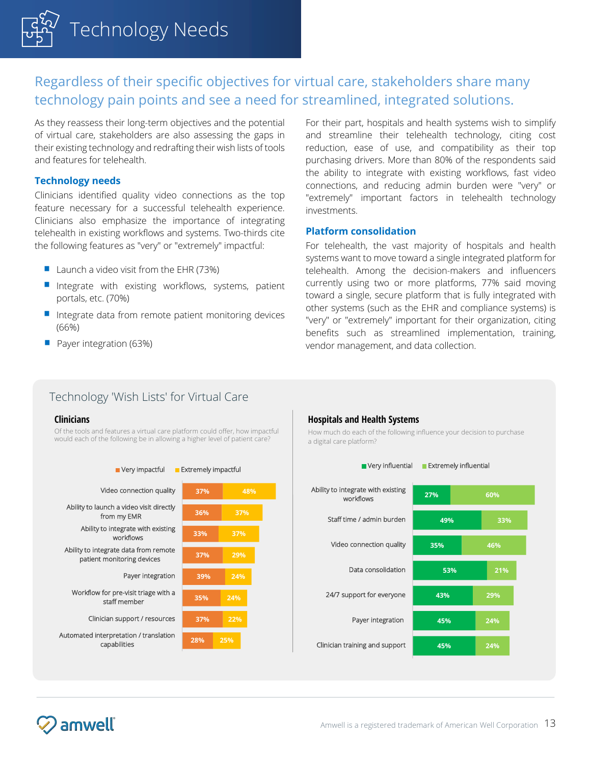// Technology Needs

## Regardless of their specific objectives for virtual care, stakeholders share many technology pain points and see a need for streamlined, integrated solutions.

As they reassess their long-term objectives and the potential of virtual care, stakeholders are also assessing the gaps in their existing technology and redrafting their wish lists of tools and features for telehealth.

### Technology needs

Clinicians identified quality video connections as the top feature necessary for a successful telehealth experience. Clinicians also emphasize the importance of integrating telehealth in existing workflows and systems. Two-thirds cite the following features as "very" or "extremely" impactful:

- Launch a video visit from the EHR (73%)
- Integrate with existing workflows, systems, patient portals, etc. (70%)
- Integrate data from remote patient monitoring devices (66%)
- Payer integration (63%)

For their part, hospitals and health systems wish to simplify and streamline their telehealth technology, citing cost reduction, ease of use, and compatibility as their top purchasing drivers. More than 80% of the respondents said the ability to integrate with existing workflows, fast video connections, and reducing admin burden were "very" or "extremely" important factors in telehealth technology investments.

### Platform consolidation

For telehealth, the vast majority of hospitals and health systems want to move toward a single integrated platform for telehealth. Among the decision-makers and influencers currently using two or more platforms, 77% said moving toward a single, secure platform that is fully integrated with other systems (such as the EHR and compliance systems) is "very" or "extremely" important for their organization, citing benefits such as streamlined implementation, training, vendor management, and data collection.

Technology 'Wish Lists' for Virtual Care

**Clinicians**

Of the tools and features a virtual care platform could offer, how impactful would each of the following be in allowing a higher level of patient care?

Very impactful
Extremely impactful

Video connection quality 37% 48%
Ability to launch a video visit directly from my EMR 36% 37%
Ability to integrate with existing workflows 33% 37%
Ability to integrate data from remote patient monitoring devices 37% 29%
Payer integration 39% 24%
Workflow for pre-visit triage with a staff member 35% 24%
Clinician support / resources 37% 22%
Automated interpretation / translation capabilities 28% 25%

**Hospitals and Health Systems**

How much do each of the following influence your decision to purchase a digital care platform?

Very influential
Extremely influential

Ability to integrate with existing workflows 27% 60%
Staff time / admin burden 49% 33%
Video connection quality 35% 46%
Data consolidation 53% 21%
24/7 support for everyone 43% 29%
Payer integration 45% 24%
Clinician training and support 45% 24%

amwell

Amwell is a registered trademark of American Well Corporation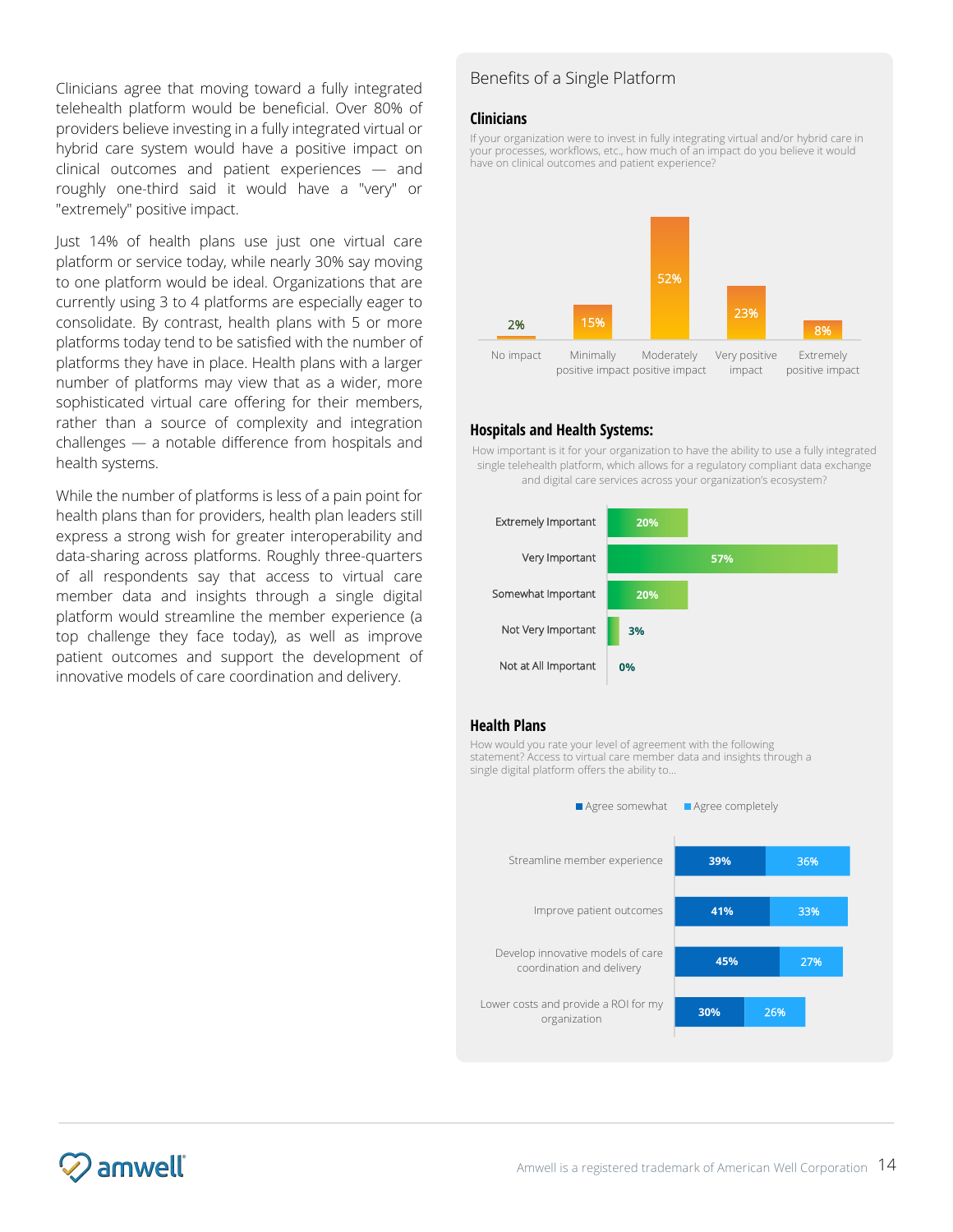Clinicians agree that moving toward a fully integrated telehealth platform would be beneficial. Over 80% of providers believe investing in a fully integrated virtual or hybrid care system would have a positive impact on clinical outcomes and patient experiences — and roughly one-third said it would have a "very" or "extremely" positive impact.

Just 14% of health plans use just one virtual care platform or service today, while nearly 30% say moving to one platform would be ideal. Organizations that are currently using 3 to 4 platforms are especially eager to consolidate. By contrast, health plans with 5 or more platforms today tend to be satisfied with the number of platforms they have in place. Health plans with a larger number of platforms may view that as a wider, more sophisticated virtual care offering for their members, rather than a source of complexity and integration challenges — a notable difference from hospitals and health systems.

While the number of platforms is less of a pain point for health plans than for providers, health plan leaders still express a strong wish for greater interoperability and data-sharing across platforms. Roughly three-quarters of all respondents say that access to virtual care member data and insights through a single digital platform would streamline the member experience (a top challenge they face today), as well as improve patient outcomes and support the development of innovative models of care coordination and delivery.

## Benefits of a Single Platform

### Clinicians

If your organization were to invest in fully integrating virtual and/or hybrid care in your processes, workflows, etc., how much of an impact do you believe it would have on clinical outcomes and patient experience?

No impact 2%
Minimally positive impact 15%
Moderately positive impact 52%
Very positive impact 23%
Extremely positive impact 8%

### Hospitals and Health Systems:

How important is it for your organization to have the ability to use a fully integrated single telehealth platform, which allows for a regulatory compliant data exchange and digital care services across your organization's ecosystem?

Extremely Important 20%
Very Important 57%
Somewhat Important 20%
Not Very Important 3%
Not at All Important 0%

### Health Plans

How would you rate your level of agreement with the following statement? Access to virtual care member data and insights through a single digital platform offers the ability to...

Agree somewhat / Agree completely

Streamline member experience 39% 36%
Improve patient outcomes 41% 33%
Develop innovative models of care coordination and delivery 45% 27%
Lower costs and provide a ROI for my organization 30% 26%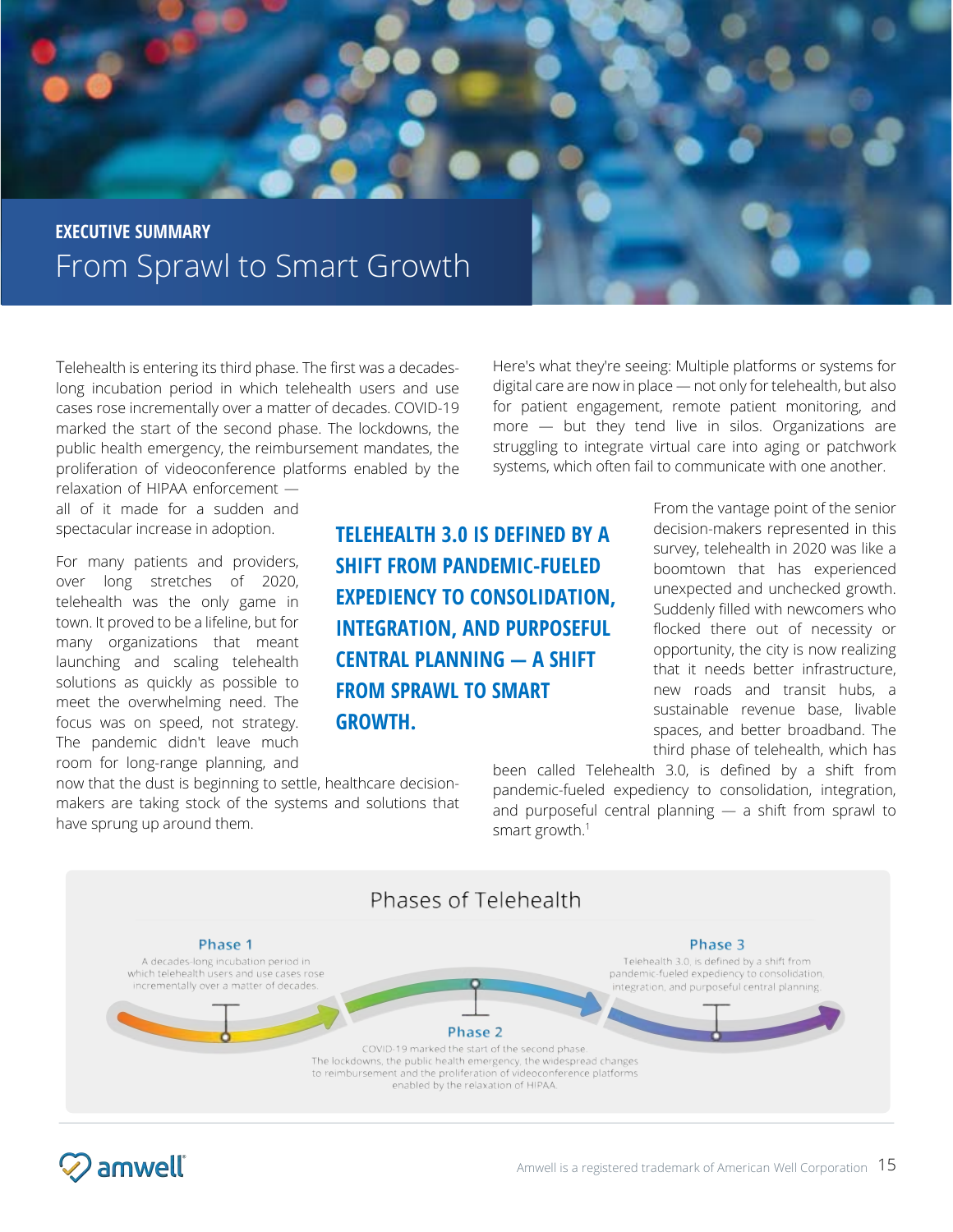## EXECUTIVE SUMMARY

# From Sprawl to Smart Growth

Telehealth is entering its third phase. The first was a decades-long incubation period in which telehealth users and use cases rose incrementally over a matter of decades. COVID-19 marked the start of the second phase. The lockdowns, the public health emergency, the reimbursement mandates, the proliferation of videoconference platforms enabled by the relaxation of HIPAA enforcement — all of it made for a sudden and spectacular increase in adoption.

For many patients and providers, over long stretches of 2020, telehealth was the only game in town. It proved to be a lifeline, but for many organizations that meant launching and scaling telehealth solutions as quickly as possible to meet the overwhelming need. The focus was on speed, not strategy. The pandemic didn't leave much room for long-range planning, and now that the dust is beginning to settle, healthcare decision-makers are taking stock of the systems and solutions that have sprung up around them.

**TELEHEALTH 3.0 IS DEFINED BY A SHIFT FROM PANDEMIC-FUELED EXPEDIENCY TO CONSOLIDATION, INTEGRATION, AND PURPOSEFUL CENTRAL PLANNING — A SHIFT FROM SPRAWL TO SMART GROWTH.**

Here's what they're seeing: Multiple platforms or systems for digital care are now in place — not only for telehealth, but also for patient engagement, remote patient monitoring, and more — but they tend live in silos. Organizations are struggling to integrate virtual care into aging or patchwork systems, which often fail to communicate with one another.

From the vantage point of the senior decision-makers represented in this survey, telehealth in 2020 was like a boomtown that has experienced unexpected and unchecked growth. Suddenly filled with newcomers who flocked there out of necessity or opportunity, the city is now realizing that it needs better infrastructure, new roads and transit hubs, a sustainable revenue base, livable spaces, and better broadband. The third phase of telehealth, which has been called Telehealth 3.0, is defined by a shift from pandemic-fueled expediency to consolidation, integration, and purposeful central planning — a shift from sprawl to smart growth.[1]

Phases of Telehealth

Phase 1

A decades-long incubation period in which telehealth users and use cases rose incrementally over a matter of decades.

Phase 2

COVID-19 marked the start of the second phase. The lockdowns, the public health emergency, the widespread changes to reimbursement and the proliferation of videoconference platforms enabled by the relaxation of HIPAA.

Phase 3

Telehealth 3.0. is defined by a shift from pandemic-fueled expediency to consolidation, integration, and purposeful central planning.

amwell

Amwell is a registered trademark of American Well Corporation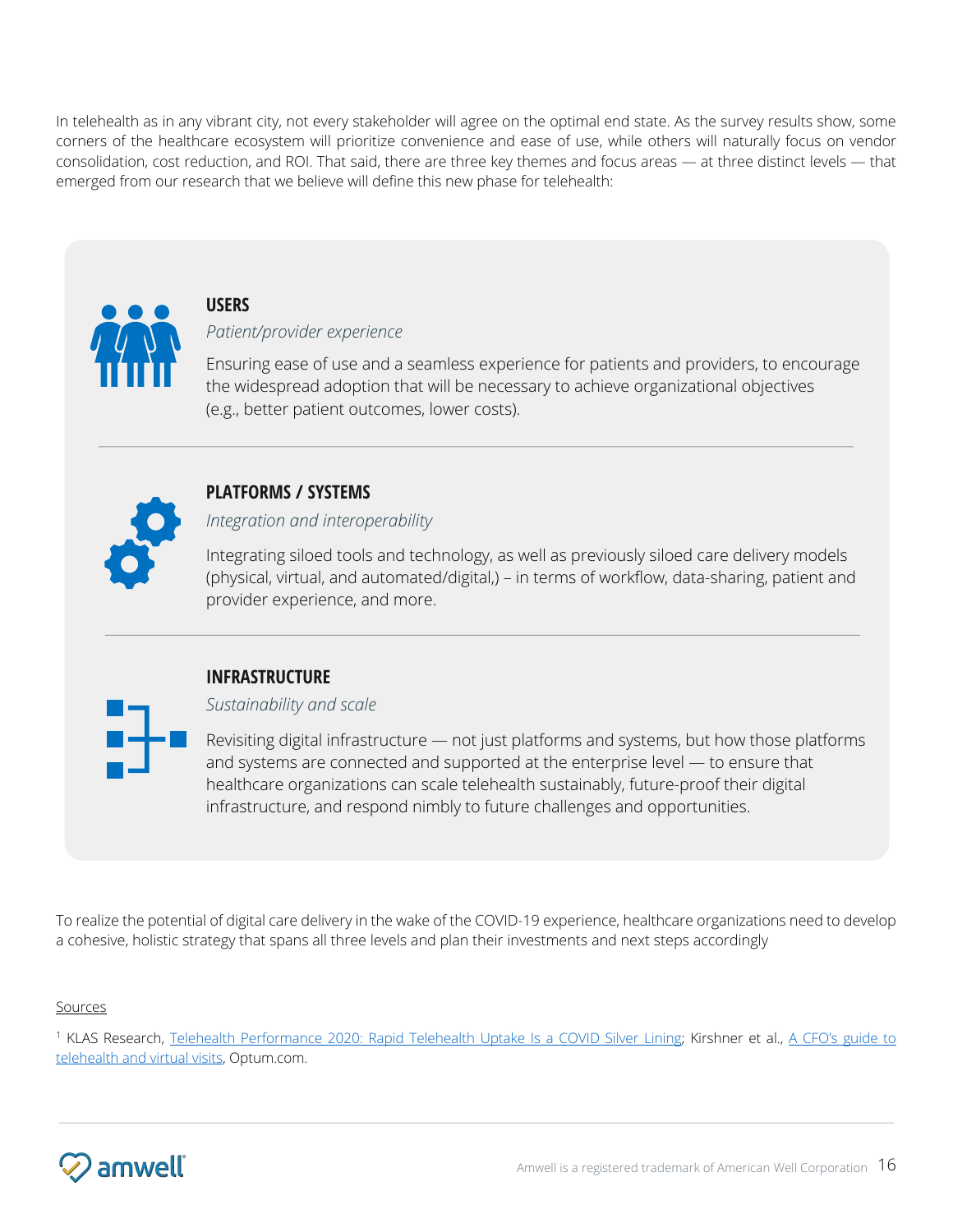In telehealth as in any vibrant city, not every stakeholder will agree on the optimal end state. As the survey results show, some corners of the healthcare ecosystem will prioritize convenience and ease of use, while others will naturally focus on vendor consolidation, cost reduction, and ROI. That said, there are three key themes and focus areas — at three distinct levels — that emerged from our research that we believe will define this new phase for telehealth:

### USERS

*Patient/provider experience*

Ensuring ease of use and a seamless experience for patients and providers, to encourage the widespread adoption that will be necessary to achieve organizational objectives (e.g., better patient outcomes, lower costs).

### PLATFORMS / SYSTEMS

*Integration and interoperability*

Integrating siloed tools and technology, as well as previously siloed care delivery models (physical, virtual, and automated/digital,) – in terms of workflow, data-sharing, patient and provider experience, and more.

### INFRASTRUCTURE

*Sustainability and scale*

Revisiting digital infrastructure — not just platforms and systems, but how those platforms and systems are connected and supported at the enterprise level — to ensure that healthcare organizations can scale telehealth sustainably, future-proof their digital infrastructure, and respond nimbly to future challenges and opportunities.

To realize the potential of digital care delivery in the wake of the COVID-19 experience, healthcare organizations need to develop a cohesive, holistic strategy that spans all three levels and plan their investments and next steps accordingly

Sources

[1] KLAS Research, Telehealth Performance 2020: Rapid Telehealth Uptake Is a COVID Silver Lining; Kirshner et al., A CFO's guide to telehealth and virtual visits, Optum.com.

amwell

Amwell is a registered trademark of American Well Corporation